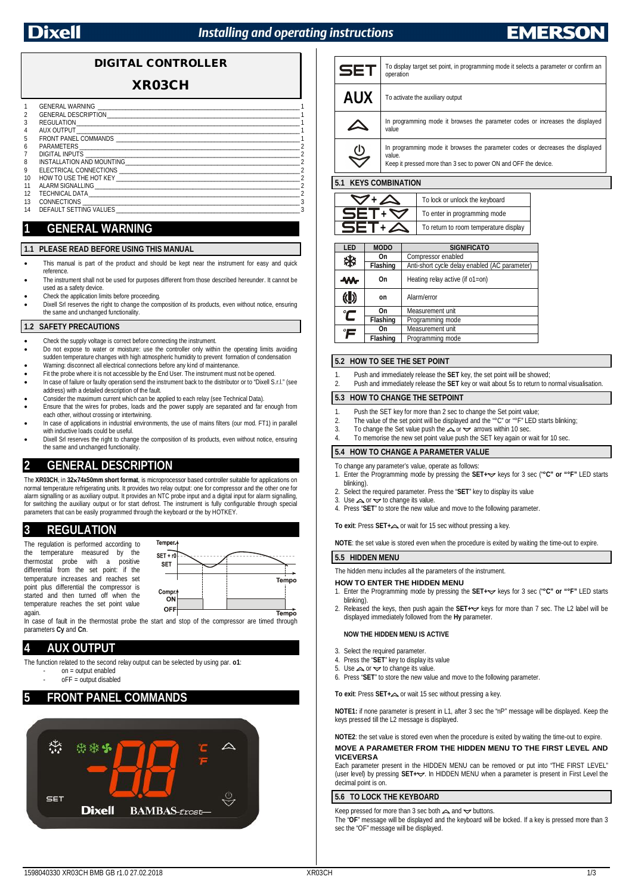# DIGITAL CONTROLLER

# XR03CH

| | | |
|---|---|---|
| 1 | GENERAL WARNING | 1 |
| 2 | GENERAL DESCRIPTION | 1 |
| 3 | REGULATION | 1 |
| 4 | AUX OUTPUT | 1 |
| 5 | FRONT PANEL COMMANDS | 1 |
| 6 | PARAMETERS | 2 |
| 7 | DIGITAL INPUTS | 2 |
| 8 | INSTALLATION AND MOUNTING | 2 |
| 9 | ELECTRICAL CONNECTIONS | 2 |
| 10 | HOW TO USE THE HOT KEY | 2 |
| 11 | ALARM SIGNALLING | 2 |
| 12 | TECHNICAL DATA | 2 |
| 13 | CONNECTIONS | 3 |
| 14 | DEFAULT SETTING VALUES | 3 |

## 1 GENERAL WARNING

### 1.1 PLEASE READ BEFORE USING THIS MANUAL

- This manual is part of the product and should be kept near the instrument for easy and quick reference.
- The instrument shall not be used for purposes different from those described hereunder. It cannot be used as a safety device.
- Check the application limits before proceeding.
- Dixell Srl reserves the right to change the composition of its products, even without notice, ensuring the same and unchanged functionality.

### 1.2 SAFETY PRECAUTIONS

- Check the supply voltage is correct before connecting the instrument.
- Do not expose to water or moisture: use the controller only within the operating limits avoiding sudden temperature changes with high atmospheric humidity to prevent formation of condensation
- Warning: disconnect all electrical connections before any kind of maintenance.
- Fit the probe where it is not accessible by the End User. The instrument must not be opened.
- In case of failure or faulty operation send the instrument back to the distributor or to "Dixell S.r.l." (see address) with a detailed description of the fault.
- Consider the maximum current which can be applied to each relay (see Technical Data).
- Ensure that the wires for probes, loads and the power supply are separated and far enough from each other, without crossing or intertwining.
- In case of applications in industrial environments, the use of mains filters (our mod. FT1) in parallel with inductive loads could be useful.
- Dixell Srl reserves the right to change the composition of its products, even without notice, ensuring the same and unchanged functionality.

## 2 GENERAL DESCRIPTION

The **XR03CH**, in **32x74x50mm short format**, is microprocessor based controller suitable for applications on normal temperature refrigerating units. It provides two relay output: one for compressor and the other one for alarm signalling or as auxiliary output. It provides an NTC probe input and a digital input for alarm signalling, for switching the auxiliary output or for start defrost. The instrument is fully configurable through special parameters that can be easily programmed through the keyboard or the by HOTKEY.

## 3 REGULATION

The regulation is performed according to the temperature measured by the thermostat probe with a positive differential from the set point: if the temperature increases and reaches set point plus differential the compressor is started and then turned off when the temperature reaches the set point value again.

In case of fault in the thermostat probe the start and stop of the compressor are timed through parameters **Cy** and **Cn**.

## 4 AUX OUTPUT

The function related to the second relay output can be selected by using par. **o1**:

- on = output enabled
- oFF = output disabled

## 5 FRONT PANEL COMMANDS

| | |
|---|---|
| **SET** | To display target set point, in programming mode it selects a parameter or confirm an operation |
| **AUX** | To activate the auxiliary output |
| UP | In programming mode it browses the parameter codes or increases the displayed value |
| DOWN | In programming mode it browses the parameter codes or decreases the displayed value. Keep it pressed more than 3 sec to power ON and OFF the device. |

### 5.1 KEYS COMBINATION

| | |
|---|---|
| DOWN + UP | To lock or unlock the keyboard |
| SET + DOWN | To enter in programming mode |
| SET + UP | To return to room temperature display |

| LED | MODO | SIGNIFICATO |
|---|---|---|
| Compressor | On | Compressor enabled |
| | Flashing | Anti-short cycle delay enabled (AC parameter) |
| Heating | On | Heating relay active (if o1=on) |
| Alarm | on | Alarm/error |
| °C | On | Measurement unit |
| | Flashing | Programming mode |
| °F | On | Measurement unit |
| | Flashing | Programming mode |

### 5.2 HOW TO SEE THE SET POINT

1. Push and immediately release the **SET** key, the set point will be showed;
2. Push and immediately release the **SET** key or wait about 5s to return to normal visualisation.

### 5.3 HOW TO CHANGE THE SETPOINT

1. Push the SET key for more than 2 sec to change the Set point value;
2. The value of the set point will be displayed and the "°C" or "°F" LED starts blinking;
3. To change the Set value push the UP or DOWN arrows within 10 sec.
4. To memorise the new set point value push the SET key again or wait for 10 sec.

### 5.4 HOW TO CHANGE A PARAMETER VALUE

To change any parameter's value, operate as follows:

1. Enter the Programming mode by pressing the **SET+DOWN** keys for 3 sec (**"°C" or "°F"** LED starts blinking).
2. Select the required parameter. Press the "**SET**" key to display its value
3. Use UP or DOWN to change its value.
4. Press "**SET**" to store the new value and move to the following parameter.

**To exit**: Press **SET+UP** or wait for 15 sec without pressing a key.

**NOTE**: the set value is stored even when the procedure is exited by waiting the time-out to expire.

### 5.5 HIDDEN MENU

The hidden menu includes all the parameters of the instrument.

**HOW TO ENTER THE HIDDEN MENU**

1. Enter the Programming mode by pressing the **SET+DOWN** keys for 3 sec (**"°C" or "°F"** LED starts blinking).
2. Released the keys, then push again the **SET+DOWN** keys for more than 7 sec. The L2 label will be displayed immediately followed from the **Hy** parameter.

**NOW THE HIDDEN MENU IS ACTIVE**

3. Select the required parameter.
4. Press the "**SET**" key to display its value
5. Use UP or DOWN to change its value.
6. Press "**SET**" to store the new value and move to the following parameter.

**To exit**: Press **SET+UP** or wait 15 sec without pressing a key.

**NOTE1:** if none parameter is present in L1, after 3 sec the "nP" message will be displayed. Keep the keys pressed till the L2 message is displayed.

**NOTE2**: the set value is stored even when the procedure is exited by waiting the time-out to expire.

**MOVE A PARAMETER FROM THE HIDDEN MENU TO THE FIRST LEVEL AND VICEVERSA**

Each parameter present in the HIDDEN MENU can be removed or put into "THE FIRST LEVEL" (user level) by pressing **SET+DOWN**. In HIDDEN MENU when a parameter is present in First Level the decimal point is on.

### 5.6 TO LOCK THE KEYBOARD

Keep pressed for more than 3 sec both UP and DOWN buttons.

The "**OF**" message will be displayed and the keyboard will be locked. If a key is pressed more than 3 sec the "OF" message will be displayed.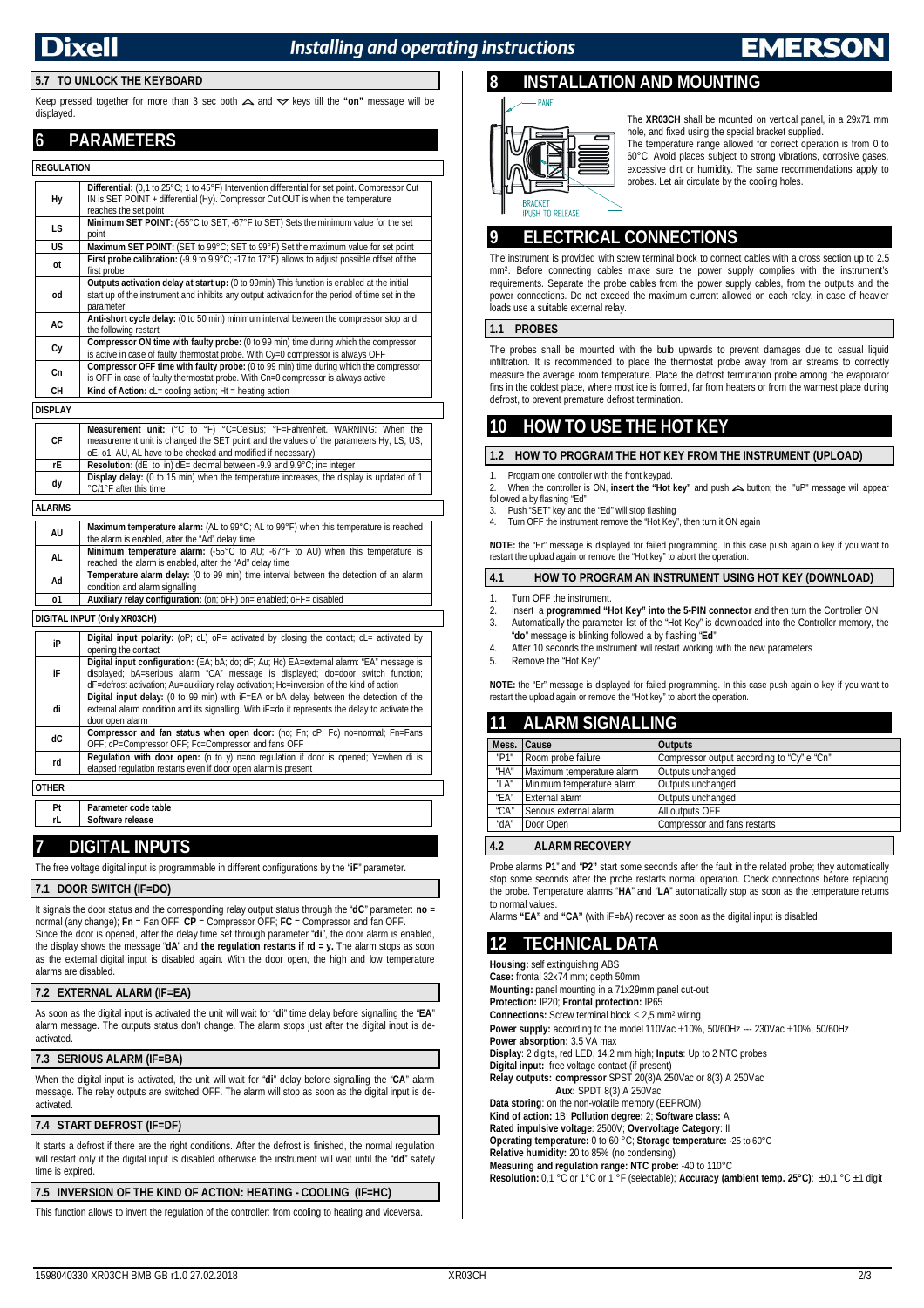### 5.7 TO UNLOCK THE KEYBOARD

Keep pressed together for more than 3 sec both ⏶ and ⏷ keys till the **"on"** message will be displayed.

# 6 PARAMETERS

**REGULATION**

| | |
|---|---|
| **Hy** | **Differential:** (0,1 to 25°C; 1 to 45°F) Intervention differential for set point. Compressor Cut IN is SET POINT + differential (Hy). Compressor Cut OUT is when the temperature reaches the set point |
| **LS** | **Minimum SET POINT:** (-55°C to SET; -67°F to SET) Sets the minimum value for the set point |
| **US** | **Maximum SET POINT:** (SET to 99°C; SET to 99°F) Set the maximum value for set point |
| **ot** | **First probe calibration:** (-9.9 to 9.9°C; -17 to 17°F) allows to adjust possible offset of the first probe |
| **od** | **Outputs activation delay at start up:** (0 to 99min) This function is enabled at the initial start up of the instrument and inhibits any output activation for the period of time set in the parameter |
| **AC** | **Anti-short cycle delay:** (0 to 50 min) minimum interval between the compressor stop and the following restart |
| **Cy** | **Compressor ON time with faulty probe:** (0 to 99 min) time during which the compressor is active in case of faulty thermostat probe. With Cy=0 compressor is always OFF |
| **Cn** | **Compressor OFF time with faulty probe:** (0 to 99 min) time during which the compressor is OFF in case of faulty thermostat probe. With Cn=0 compressor is always active |
| **CH** | **Kind of Action:** cL= cooling action; Ht = heating action |

**DISPLAY**

| | |
|---|---|
| **CF** | **Measurement unit:** (°C to °F) °C=Celsius; °F=Fahrenheit. WARNING: When the measurement unit is changed the SET point and the values of the parameters Hy, LS, US, oE, o1, AU, AL have to be checked and modified if necessary) |
| **rE** | **Resolution:** (dE to in) dE= decimal between -9.9 and 9.9°C; in= integer |
| **dy** | **Display delay:** (0 to 15 min) when the temperature increases, the display is updated of 1 °C/1°F after this time |

**ALARMS**

| | |
|---|---|
| **AU** | **Maximum temperature alarm:** (AL to 99°C; AL to 99°F) when this temperature is reached the alarm is enabled, after the "Ad" delay time |
| **AL** | **Minimum temperature alarm:** (-55°C to AU; -67°F to AU) when this temperature is reached the alarm is enabled, after the "Ad" delay time |
| **Ad** | **Temperature alarm delay:** (0 to 99 min) time interval between the detection of an alarm condition and alarm signalling |
| **o1** | **Auxiliary relay configuration:** (on; oFF) on= enabled; oFF= disabled |

**DIGITAL INPUT (Only XR03CH)**

| | |
|---|---|
| **iP** | **Digital input polarity:** (oP; cL) oP= activated by closing the contact; cL= activated by opening the contact |
| **iF** | **Digital input configuration:** (EA; bA; do; dF; Au; Hc) EA=external alarm: "EA" message is displayed; bA=serious alarm "CA" message is displayed; do=door switch function; dF=defrost activation; Au=auxiliary relay activation; Hc=inversion of the kind of action |
| **di** | **Digital input delay:** (0 to 99 min) with iF=EA or bA delay between the detection of the external alarm condition and its signalling. With iF=do it represents the delay to activate the door open alarm |
| **dC** | **Compressor and fan status when open door:** (no; Fn; cP; Fc) no=normal; Fn=Fans OFF; cP=Compressor OFF; Fc=Compressor and fans OFF |
| **rd** | **Regulation with door open:** (n to y) n=no regulation if door is opened; Y=when di is elapsed regulation restarts even if door open alarm is present |

**OTHER**

| | |
|---|---|
| **Pt** | **Parameter code table** |
| **rL** | **Software release** |

# 7 DIGITAL INPUTS

The free voltage digital input is programmable in different configurations by the "**iF**" parameter.

### 7.1 DOOR SWITCH (IF=DO)

It signals the door status and the corresponding relay output status through the "**dC**" parameter: **no** = normal (any change); **Fn** = Fan OFF; **CP** = Compressor OFF; **FC** = Compressor and fan OFF.
Since the door is opened, after the delay time set through parameter "**di**", the door alarm is enabled, the display shows the message "**dA**" and **the regulation restarts if rd = y.** The alarm stops as soon as the external digital input is disabled again. With the door open, the high and low temperature alarms are disabled.

### 7.2 EXTERNAL ALARM (IF=EA)

As soon as the digital input is activated the unit will wait for "**di**" time delay before signalling the "**EA**" alarm message. The outputs status don't change. The alarm stops just after the digital input is de-activated.

### 7.3 SERIOUS ALARM (IF=BA)

When the digital input is activated, the unit will wait for "**di**" delay before signalling the "**CA**" alarm message. The relay outputs are switched OFF. The alarm will stop as soon as the digital input is de-activated.

### 7.4 START DEFROST (IF=DF)

It starts a defrost if there are the right conditions. After the defrost is finished, the normal regulation will restart only if the digital input is disabled otherwise the instrument will wait until the "**dd**" safety time is expired.

### 7.5 INVERSION OF THE KIND OF ACTION: HEATING - COOLING (IF=HC)

This function allows to invert the regulation of the controller: from cooling to heating and viceversa.

# 8 INSTALLATION AND MOUNTING

PANEL

BRACKET
PUSH TO RELEASE

The **XR03CH** shall be mounted on vertical panel, in a 29x71 mm hole, and fixed using the special bracket supplied.
The temperature range allowed for correct operation is from 0 to 60°C. Avoid places subject to strong vibrations, corrosive gases, excessive dirt or humidity. The same recommendations apply to probes. Let air circulate by the cooling holes.

# 9 ELECTRICAL CONNECTIONS

The instrument is provided with screw terminal block to connect cables with a cross section up to 2.5 mm². Before connecting cables make sure the power supply complies with the instrument's requirements. Separate the probe cables from the power supply cables, from the outputs and the power connections. Do not exceed the maximum current allowed on each relay, in case of heavier loads use a suitable external relay.

### 1.1 PROBES

The probes shall be mounted with the bulb upwards to prevent damages due to casual liquid infiltration. It is recommended to place the thermostat probe away from air streams to correctly measure the average room temperature. Place the defrost termination probe among the evaporator fins in the coldest place, where most ice is formed, far from heaters or from the warmest place during defrost, to prevent premature defrost termination.

# 10 HOW TO USE THE HOT KEY

### 1.2 HOW TO PROGRAM THE HOT KEY FROM THE INSTRUMENT (UPLOAD)

1. Program one controller with the front keypad.
2. When the controller is ON, **insert the "Hot key"** and push ⏶ button; the "uP" message will appear followed by a flashing "Ed"
3. Push "SET" key and the "Ed" will stop flashing
4. Turn OFF the instrument remove the "Hot Key", then turn it ON again

**NOTE:** the "Er" message is displayed for failed programming. In this case push again o key if you want to restart the upload again or remove the "Hot key" to abort the operation.

### 4.1 HOW TO PROGRAM AN INSTRUMENT USING HOT KEY (DOWNLOAD)

1. Turn OFF the instrument.
2. Insert a **programmed "Hot Key" into the 5-PIN connector** and then turn the Controller ON
3. Automatically the parameter list of the "Hot Key" is downloaded into the Controller memory, the "**do**" message is blinking followed a by flashing "**Ed**"
4. After 10 seconds the instrument will restart working with the new parameters
5. Remove the "Hot Key"

**NOTE:** the "Er" message is displayed for failed programming. In this case push again o key if you want to restart the upload again or remove the "Hot key" to abort the operation.

# 11 ALARM SIGNALLING

| Mess. | Cause | Outputs |
|---|---|---|
| "P1" | Room probe failure | Compressor output according to "Cy" e "Cn" |
| "HA" | Maximum temperature alarm | Outputs unchanged |
| "LA" | Minimum temperature alarm | Outputs unchanged |
| "EA" | External alarm | Outputs unchanged |
| "CA" | Serious external alarm | All outputs OFF |
| "dA" | Door Open | Compressor and fans restarts |

### 4.2 ALARM RECOVERY

Probe alarms **P1**" and "**P2**" start some seconds after the fault in the related probe; they automatically stop some seconds after the probe restarts normal operation. Check connections before replacing the probe. Temperature alarms "**HA**" and "**LA**" automatically stop as soon as the temperature returns to normal values.
Alarms **"EA"** and **"CA"** (with iF=bA) recover as soon as the digital input is disabled.

# 12 TECHNICAL DATA

**Housing:** self extinguishing ABS
**Case:** frontal 32x74 mm; depth 50mm
**Mounting:** panel mounting in a 71x29mm panel cut-out
**Protection:** IP20; **Frontal protection:** IP65
**Connections:** Screw terminal block ≤ 2,5 mm² wiring
**Power supply:** according to the model 110Vac ±10%, 50/60Hz --- 230Vac ±10%, 50/60Hz
**Power absorption:** 3.5 VA max
**Display**: 2 digits, red LED, 14,2 mm high; **Inputs**: Up to 2 NTC probes
**Digital input:** free voltage contact (if present)
**Relay outputs: compressor** SPST 20(8)A 250Vac or 8(3) A 250Vac
**Aux:** SPDT 8(3) A 250Vac
**Data storing**: on the non-volatile memory (EEPROM)
**Kind of action:** 1B; **Pollution degree:** 2; **Software class:** A
**Rated impulsive voltage**: 2500V; **Overvoltage Category**: II
**Operating temperature:** 0 to 60 °C; **Storage temperature:** -25 to 60°C
**Relative humidity:** 20 to 85% (no condensing)
**Measuring and regulation range: NTC probe:** -40 to 110°C
**Resolution:** 0,1 °C or 1°C or 1 °F (selectable); **Accuracy (ambient temp. 25°C)**: ±0,1 °C ±1 digit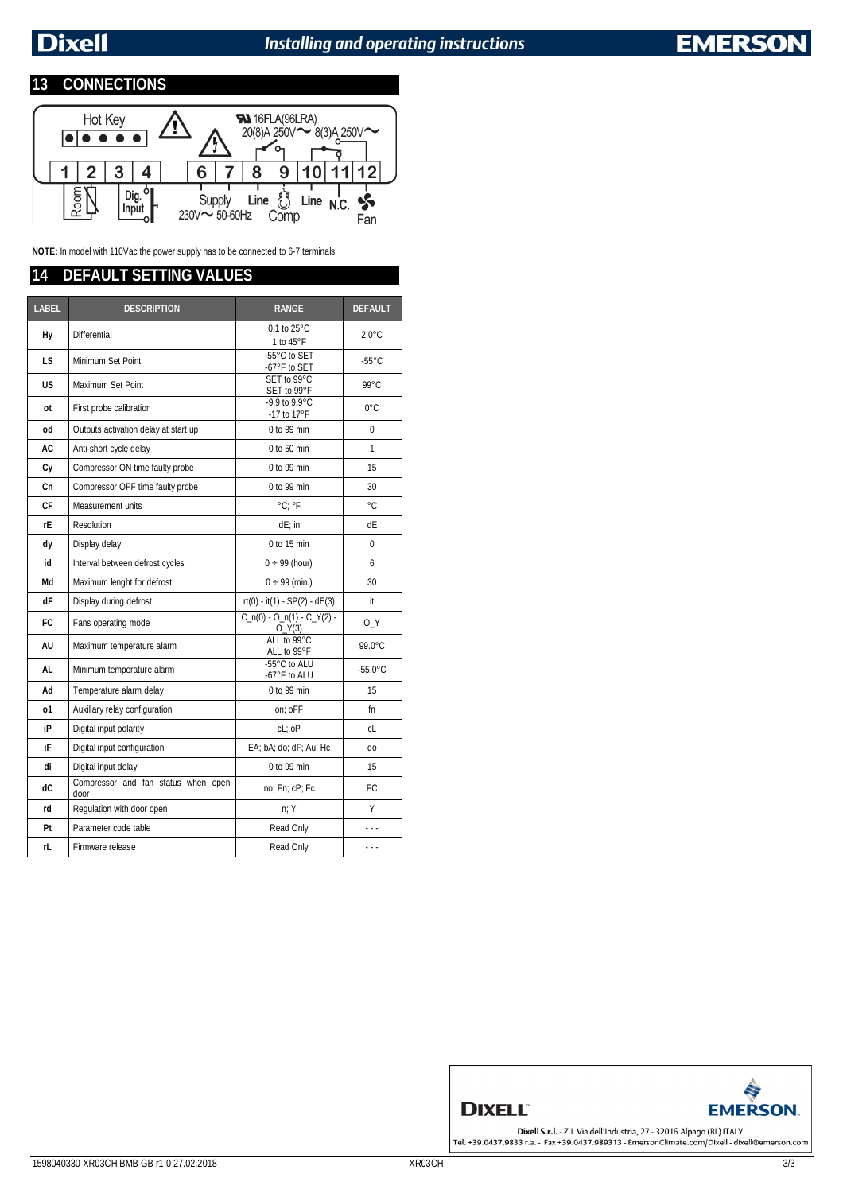## 13 CONNECTIONS

Hot Key

1 2 3 4 6 7 8 9 10 11 12

16FLA(96LRA)
20(8)A 250V~ 8(3)A 250V~

Room
Dig. Input
Supply 230V~ 50-60Hz
Line
Comp
Line
N.C.
Fan

**NOTE:** In model with 110Vac the power supply has to be connected to 6-7 terminals

## 14 DEFAULT SETTING VALUES

| LABEL | DESCRIPTION | RANGE | DEFAULT |
|---|---|---|---|
| Hy | Differential | 0.1 to 25°C 1 to 45°F | 2.0°C |
| LS | Minimum Set Point | -55°C to SET -67°F to SET | -55°C |
| US | Maximum Set Point | SET to 99°C SET to 99°F | 99°C |
| ot | First probe calibration | -9.9 to 9.9°C -17 to 17°F | 0°C |
| od | Outputs activation delay at start up | 0 to 99 min | 0 |
| AC | Anti-short cycle delay | 0 to 50 min | 1 |
| Cy | Compressor ON time faulty probe | 0 to 99 min | 15 |
| Cn | Compressor OFF time faulty probe | 0 to 99 min | 30 |
| CF | Measurement units | °C; °F | °C |
| rE | Resolution | dE; in | dE |
| dy | Display delay | 0 to 15 min | 0 |
| id | Interval between defrost cycles | 0 ÷ 99 (hour) | 6 |
| Md | Maximum lenght for defrost | 0 ÷ 99 (min.) | 30 |
| dF | Display during defrost | rt(0) - it(1) - SP(2) - dE(3) | it |
| FC | Fans operating mode | C_n(0) - O_n(1) - C_Y(2) - O_Y(3) | O_Y |
| AU | Maximum temperature alarm | ALL to 99°C ALL to 99°F | 99.0°C |
| AL | Minimum temperature alarm | -55°C to ALU -67°F to ALU | -55.0°C |
| Ad | Temperature alarm delay | 0 to 99 min | 15 |
| o1 | Auxiliary relay configuration | on; oFF | fn |
| iP | Digital input polarity | cL; oP | cL |
| iF | Digital input configuration | EA; bA; do; dF; Au; Hc | do |
| di | Digital input delay | 0 to 99 min | 15 |
| dC | Compressor and fan status when open door | no; Fn; cP; Fc | FC |
| rd | Regulation with door open | n; Y | Y |
| Pt | Parameter code table | Read Only | - - - |
| rL | Firmware release | Read Only | - - - |

DIXELL EMERSON

Dixell S.r.l. - Z.I. Via dell'Industria, 27 - 32016 Alpago (BL) ITALY
Tel. +39.0437.9833 r.a. - Fax +39.0437.989313 - EmersonClimate.com/Dixell - dixell@emerson.com